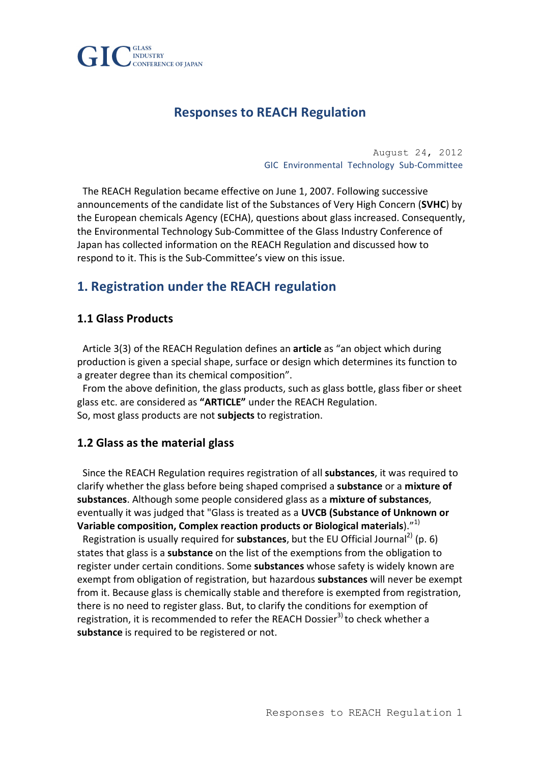GIC GLASS INDUSTRY CONFERENCE OF JAPAN

# Responses to REACH Regulation

August 24, 2012
GIC Environmental Technology Sub-Committee

The REACH Regulation became effective on June 1, 2007. Following successive announcements of the candidate list of the Substances of Very High Concern (**SVHC**) by the European chemicals Agency (ECHA), questions about glass increased. Consequently, the Environmental Technology Sub-Committee of the Glass Industry Conference of Japan has collected information on the REACH Regulation and discussed how to respond to it. This is the Sub-Committee's view on this issue.

## 1. Registration under the REACH regulation

### 1.1 Glass Products

Article 3(3) of the REACH Regulation defines an **article** as "an object which during production is given a special shape, surface or design which determines its function to a greater degree than its chemical composition".

From the above definition, the glass products, such as glass bottle, glass fiber or sheet glass etc. are considered as **"ARTICLE"** under the REACH Regulation.
So, most glass products are not **subjects** to registration.

### 1.2 Glass as the material glass

Since the REACH Regulation requires registration of all **substances**, it was required to clarify whether the glass before being shaped comprised a **substance** or a **mixture of substances**. Although some people considered glass as a **mixture of substances**, eventually it was judged that "Glass is treated as a **UVCB (Substance of Unknown or Variable composition, Complex reaction products or Biological materials)**."[1)]

Registration is usually required for **substances**, but the EU Official Journal[2)] (p. 6) states that glass is a **substance** on the list of the exemptions from the obligation to register under certain conditions. Some **substances** whose safety is widely known are exempt from obligation of registration, but hazardous **substances** will never be exempt from it. Because glass is chemically stable and therefore is exempted from registration, there is no need to register glass. But, to clarify the conditions for exemption of registration, it is recommended to refer the REACH Dossier[3)] to check whether a **substance** is required to be registered or not.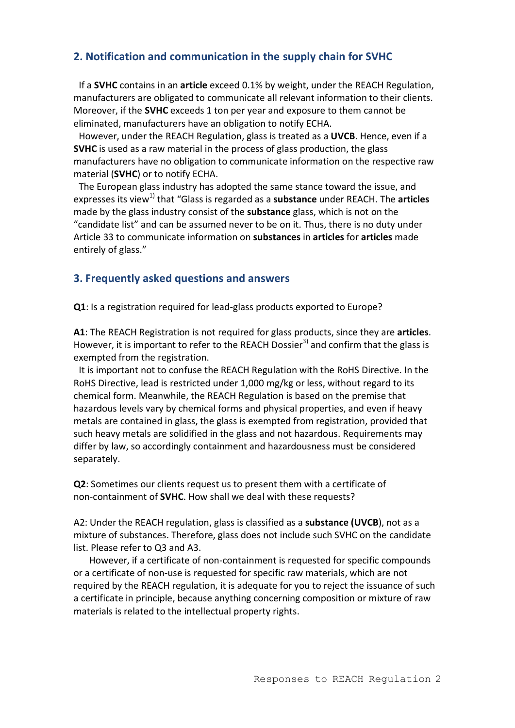## 2. Notification and communication in the supply chain for SVHC

If a **SVHC** contains in an **article** exceed 0.1% by weight, under the REACH Regulation, manufacturers are obligated to communicate all relevant information to their clients. Moreover, if the **SVHC** exceeds 1 ton per year and exposure to them cannot be eliminated, manufacturers have an obligation to notify ECHA.

However, under the REACH Regulation, glass is treated as a **UVCB**. Hence, even if a **SVHC** is used as a raw material in the process of glass production, the glass manufacturers have no obligation to communicate information on the respective raw material (**SVHC**) or to notify ECHA.

The European glass industry has adopted the same stance toward the issue, and expresses its view[1)] that "Glass is regarded as a **substance** under REACH. The **articles** made by the glass industry consist of the **substance** glass, which is not on the "candidate list" and can be assumed never to be on it. Thus, there is no duty under Article 33 to communicate information on **substances** in **articles** for **articles** made entirely of glass."

## 3. Frequently asked questions and answers

**Q1**: Is a registration required for lead-glass products exported to Europe?

**A1**: The REACH Registration is not required for glass products, since they are **articles**. However, it is important to refer to the REACH Dossier[3)] and confirm that the glass is exempted from the registration.

It is important not to confuse the REACH Regulation with the RoHS Directive. In the RoHS Directive, lead is restricted under 1,000 mg/kg or less, without regard to its chemical form. Meanwhile, the REACH Regulation is based on the premise that hazardous levels vary by chemical forms and physical properties, and even if heavy metals are contained in glass, the glass is exempted from registration, provided that such heavy metals are solidified in the glass and not hazardous. Requirements may differ by law, so accordingly containment and hazardousness must be considered separately.

**Q2**: Sometimes our clients request us to present them with a certificate of non-containment of **SVHC**. How shall we deal with these requests?

A2: Under the REACH regulation, glass is classified as a **substance (UVCB**), not as a mixture of substances. Therefore, glass does not include such SVHC on the candidate list. Please refer to Q3 and A3.

However, if a certificate of non-containment is requested for specific compounds or a certificate of non-use is requested for specific raw materials, which are not required by the REACH regulation, it is adequate for you to reject the issuance of such a certificate in principle, because anything concerning composition or mixture of raw materials is related to the intellectual property rights.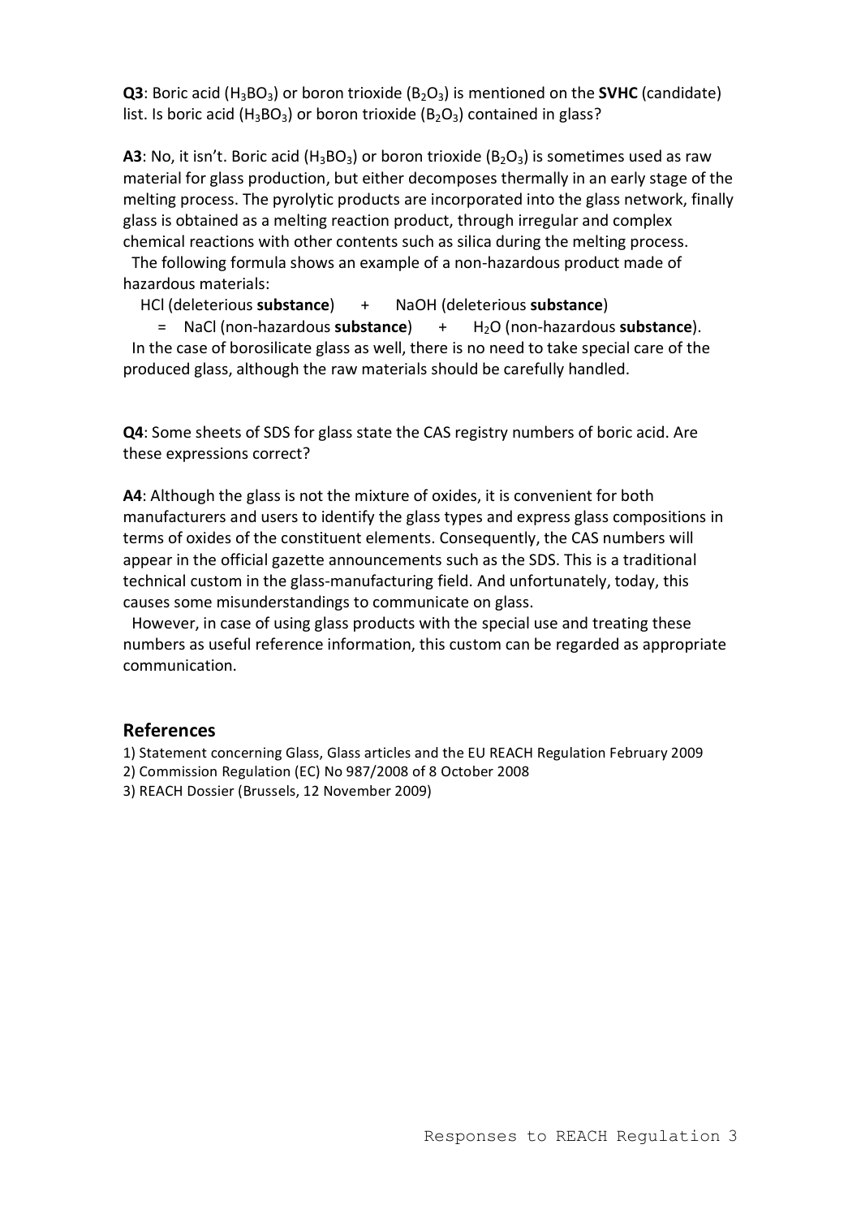**Q3**: Boric acid ($H_3BO_3$) or boron trioxide ($B_2O_3$) is mentioned on the **SVHC** (candidate) list. Is boric acid ($H_3BO_3$) or boron trioxide ($B_2O_3$) contained in glass?

**A3**: No, it isn't. Boric acid ($H_3BO_3$) or boron trioxide ($B_2O_3$) is sometimes used as raw material for glass production, but either decomposes thermally in an early stage of the melting process. The pyrolytic products are incorporated into the glass network, finally glass is obtained as a melting reaction product, through irregular and complex chemical reactions with other contents such as silica during the melting process.

The following formula shows an example of a non-hazardous product made of hazardous materials:

HCl (deleterious **substance**) + NaOH (deleterious **substance**)

= NaCl (non-hazardous **substance**) + $H_2O$ (non-hazardous **substance**).

In the case of borosilicate glass as well, there is no need to take special care of the produced glass, although the raw materials should be carefully handled.

**Q4**: Some sheets of SDS for glass state the CAS registry numbers of boric acid. Are these expressions correct?

**A4**: Although the glass is not the mixture of oxides, it is convenient for both manufacturers and users to identify the glass types and express glass compositions in terms of oxides of the constituent elements. Consequently, the CAS numbers will appear in the official gazette announcements such as the SDS. This is a traditional technical custom in the glass-manufacturing field. And unfortunately, today, this causes some misunderstandings to communicate on glass.

However, in case of using glass products with the special use and treating these numbers as useful reference information, this custom can be regarded as appropriate communication.

## References

1) Statement concerning Glass, Glass articles and the EU REACH Regulation February 2009
2) Commission Regulation (EC) No 987/2008 of 8 October 2008
3) REACH Dossier (Brussels, 12 November 2009)